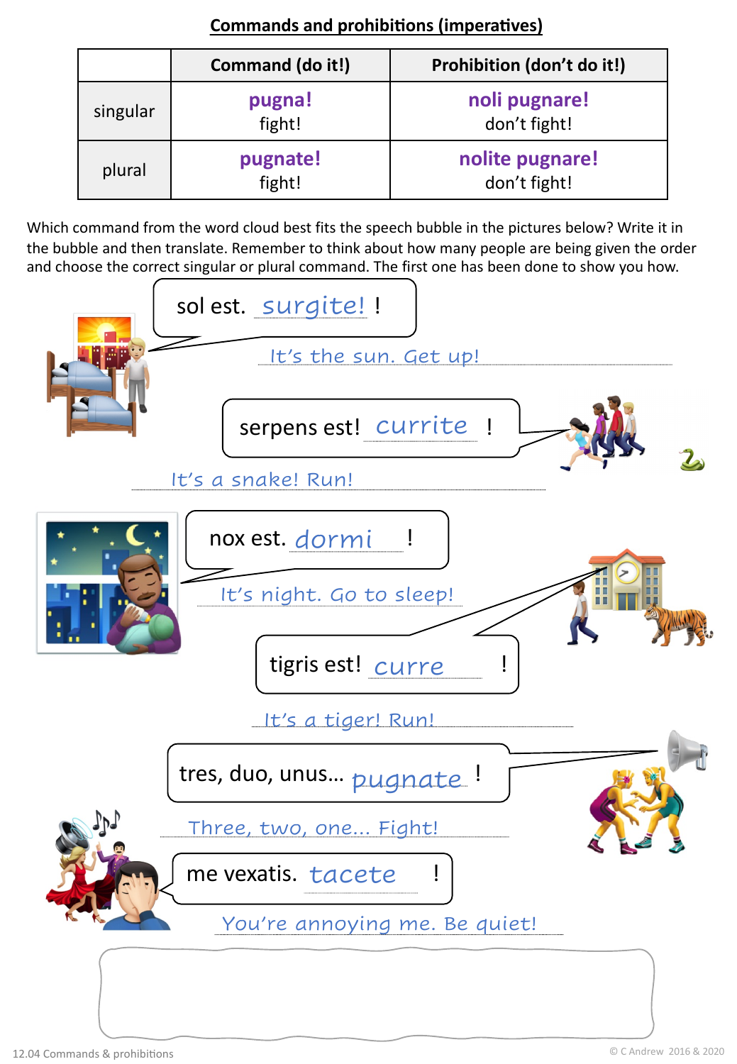## Commands and prohibitions (imperatives)

| | Command (do it!) | Prohibition (don't do it!) |
|---|---|---|
| singular | **pugna!** fight! | **noli pugnare!** don't fight! |
| plural | **pugnate!** fight! | **nolite pugnare!** don't fight! |

Which command from the word cloud best fits the speech bubble in the pictures below? Write it in the bubble and then translate. Remember to think about how many people are being given the order and choose the correct singular or plural command. The first one has been done to show you how.

sol est. surgite! !

It's the sun. Get up!

serpens est! currite !

It's a snake! Run!

nox est. dormi !

It's night. Go to sleep!

tigris est! curre !

It's a tiger! Run!

tres, duo, unus... pugnate !

Three, two, one... Fight!

me vexatis. tacete !

You're annoying me. Be quiet!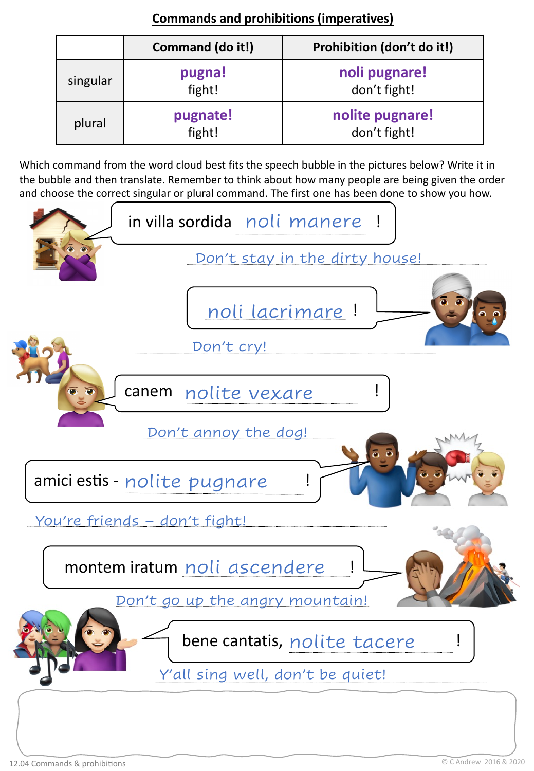## Commands and prohibitions (imperatives)

| | Command (do it!) | Prohibition (don't do it!) |
|---|---|---|
| singular | **pugna!** fight! | **noli pugnare!** don't fight! |
| plural | **pugnate!** fight! | **nolite pugnare!** don't fight! |

Which command from the word cloud best fits the speech bubble in the pictures below? Write it in the bubble and then translate. Remember to think about how many people are being given the order and choose the correct singular or plural command. The first one has been done to show you how.

in villa sordida noli manere !

Don't stay in the dirty house!

noli lacrimare !

Don't cry!

canem nolite vexare !

Don't annoy the dog!

amici estis - nolite pugnare !

You're friends – don't fight!

montem iratum noli ascendere !

Don't go up the angry mountain!

bene cantatis, nolite tacere !

Y'all sing well, don't be quiet!

12.04 Commands & prohibitions

© C Andrew 2016 & 2020